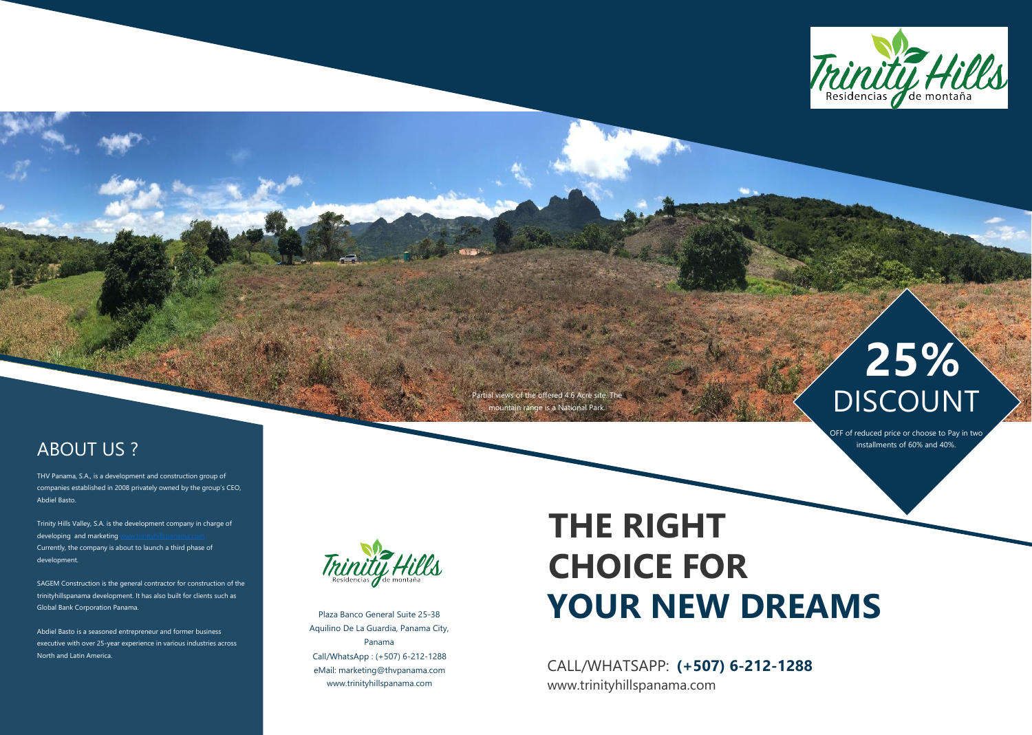Trinity Hills
Residencias de montaña

Partial views of the offered 4.6 Acre site. The mountain range is a National Park.

**25%**
DISCOUNT

OFF of reduced price or choose to Pay in two installments of 60% and 40%.

## ABOUT US ?

THV Panama, S.A., is a development and construction group of companies established in 2008 privately owned by the group's CEO, Abdiel Basto.

Trinity Hills Valley, S.A. is the development company in charge of developing and marketing www.trinityhillspanama.com Currently, the company is about to launch a third phase of development.

SAGEM Construction is the general contractor for construction of the trinityhillspanama development. It has also built for clients such as Global Bank Corporation Panama.

Abdiel Basto is a seasoned entrepreneur and former business executive with over 25-year experience in various industries across North and Latin America.

Trinity Hills
Residencias de montaña

Plaza Banco General Suite 25-38
Aquilino De La Guardia, Panama City, Panama
Call/WhatsApp : (+507) 6-212-1288
eMail: marketing@thvpanama.com
www.trinityhillspanama.com

# THE RIGHT CHOICE FOR YOUR NEW DREAMS

CALL/WHATSAPP: **(+507) 6-212-1288**
www.trinityhillspanama.com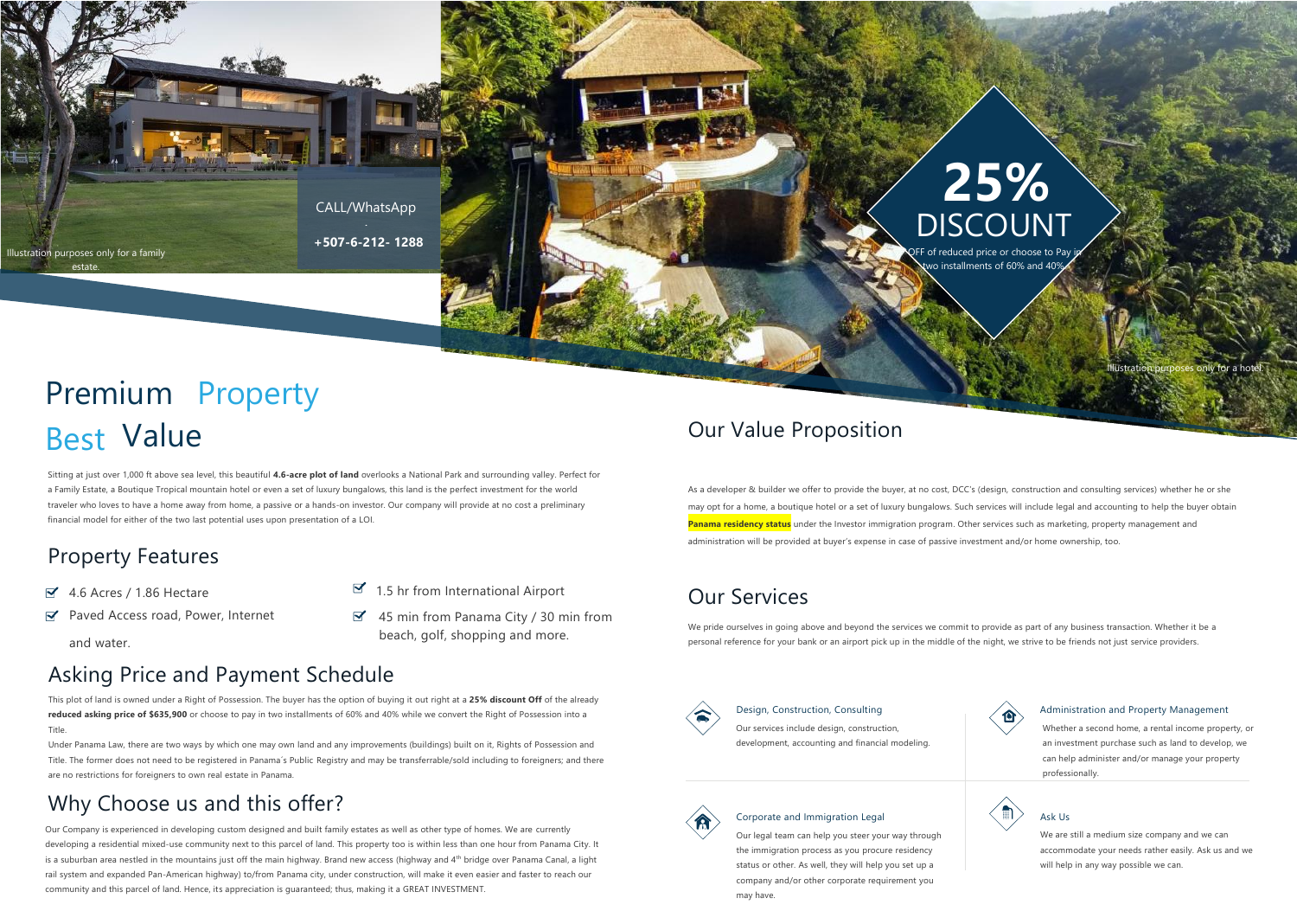Illustration purposes only for a family estate.

CALL/WhatsApp

**+507-6-212- 1288**

# 25% DISCOUNT

OFF of reduced price or choose to Pay in two installments of 60% and 40%

Illustration purposes only for a hotel.

# Premium Property Best Value

Sitting at just over 1,000 ft above sea level, this beautiful **4.6-acre plot of land** overlooks a National Park and surrounding valley. Perfect for a Family Estate, a Boutique Tropical mountain hotel or even a set of luxury bungalows, this land is the perfect investment for the world traveler who loves to have a home away from home, a passive or a hands-on investor. Our company will provide at no cost a preliminary financial model for either of the two last potential uses upon presentation of a LOI.

## Property Features

- 4.6 Acres / 1.86 Hectare
- Paved Access road, Power, Internet and water.
- 1.5 hr from International Airport
- 45 min from Panama City / 30 min from beach, golf, shopping and more.

## Asking Price and Payment Schedule

This plot of land is owned under a Right of Possession. The buyer has the option of buying it out right at a **25% discount Off** of the already **reduced asking price of $635,900** or choose to pay in two installments of 60% and 40% while we convert the Right of Possession into a Title.

Under Panama Law, there are two ways by which one may own land and any improvements (buildings) built on it, Rights of Possession and Title. The former does not need to be registered in Panama´s Public Registry and may be transferrable/sold including to foreigners; and there are no restrictions for foreigners to own real estate in Panama.

## Why Choose us and this offer?

Our Company is experienced in developing custom designed and built family estates as well as other type of homes. We are currently developing a residential mixed-use community next to this parcel of land. This property too is within less than one hour from Panama City. It is a suburban area nestled in the mountains just off the main highway. Brand new access (highway and 4th bridge over Panama Canal, a light rail system and expanded Pan-American highway) to/from Panama city, under construction, will make it even easier and faster to reach our community and this parcel of land. Hence, its appreciation is guaranteed; thus, making it a GREAT INVESTMENT.

## Our Value Proposition

As a developer & builder we offer to provide the buyer, at no cost, DCC's (design, construction and consulting services) whether he or she may opt for a home, a boutique hotel or a set of luxury bungalows. Such services will include legal and accounting to help the buyer obtain **Panama residency status** under the Investor immigration program. Other services such as marketing, property management and administration will be provided at buyer's expense in case of passive investment and/or home ownership, too.

## Our Services

We pride ourselves in going above and beyond the services we commit to provide as part of any business transaction. Whether it be a personal reference for your bank or an airport pick up in the middle of the night, we strive to be friends not just service providers.

### Design, Construction, Consulting

Our services include design, construction, development, accounting and financial modeling.

### Administration and Property Management

Whether a second home, a rental income property, or an investment purchase such as land to develop, we can help administer and/or manage your property professionally.

### Corporate and Immigration Legal

Our legal team can help you steer your way through the immigration process as you procure residency status or other. As well, they will help you set up a company and/or other corporate requirement you may have.

### Ask Us

We are still a medium size company and we can accommodate your needs rather easily. Ask us and we will help in any way possible we can.